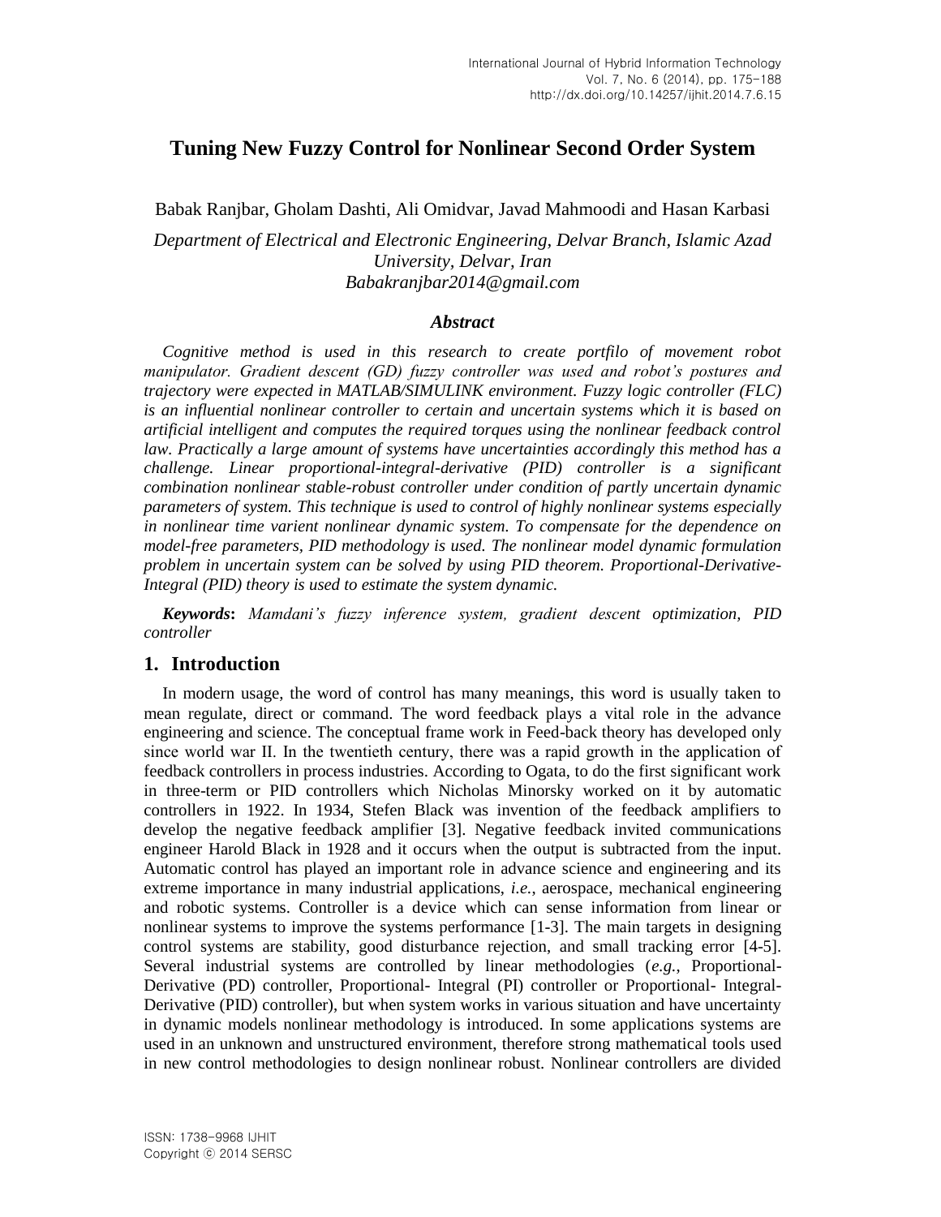# Tuning New Fuzzy Control for Nonlinear Second Order System

Babak Ranjbar, Gholam Dashti, Ali Omidvar, Javad Mahmoodi and Hasan Karbasi

*Department of Electrical and Electronic Engineering, Delvar Branch, Islamic Azad University, Delvar, Iran*
*Babakranjbar2014@gmail.com*

### *Abstract*

*Cognitive method is used in this research to create portfilo of movement robot manipulator. Gradient descent (GD) fuzzy controller was used and robot's postures and trajectory were expected in MATLAB/SIMULINK environment. Fuzzy logic controller (FLC) is an influential nonlinear controller to certain and uncertain systems which it is based on artificial intelligent and computes the required torques using the nonlinear feedback control law. Practically a large amount of systems have uncertainties accordingly this method has a challenge. Linear proportional-integral-derivative (PID) controller is a significant combination nonlinear stable-robust controller under condition of partly uncertain dynamic parameters of system. This technique is used to control of highly nonlinear systems especially in nonlinear time varient nonlinear dynamic system. To compensate for the dependence on model-free parameters, PID methodology is used. The nonlinear model dynamic formulation problem in uncertain system can be solved by using PID theorem. Proportional-Derivative-Integral (PID) theory is used to estimate the system dynamic.*

***Keywords*:** *Mamdani's fuzzy inference system, gradient descent optimization, PID controller*

## 1. Introduction

In modern usage, the word of control has many meanings, this word is usually taken to mean regulate, direct or command. The word feedback plays a vital role in the advance engineering and science. The conceptual frame work in Feed-back theory has developed only since world war II. In the twentieth century, there was a rapid growth in the application of feedback controllers in process industries. According to Ogata, to do the first significant work in three-term or PID controllers which Nicholas Minorsky worked on it by automatic controllers in 1922. In 1934, Stefen Black was invention of the feedback amplifiers to develop the negative feedback amplifier [3]. Negative feedback invited communications engineer Harold Black in 1928 and it occurs when the output is subtracted from the input. Automatic control has played an important role in advance science and engineering and its extreme importance in many industrial applications, *i.e.*, aerospace, mechanical engineering and robotic systems. Controller is a device which can sense information from linear or nonlinear systems to improve the systems performance [1-3]. The main targets in designing control systems are stability, good disturbance rejection, and small tracking error [4-5]. Several industrial systems are controlled by linear methodologies (*e.g.*, Proportional-Derivative (PD) controller, Proportional- Integral (PI) controller or Proportional- Integral-Derivative (PID) controller), but when system works in various situation and have uncertainty in dynamic models nonlinear methodology is introduced. In some applications systems are used in an unknown and unstructured environment, therefore strong mathematical tools used in new control methodologies to design nonlinear robust. Nonlinear controllers are divided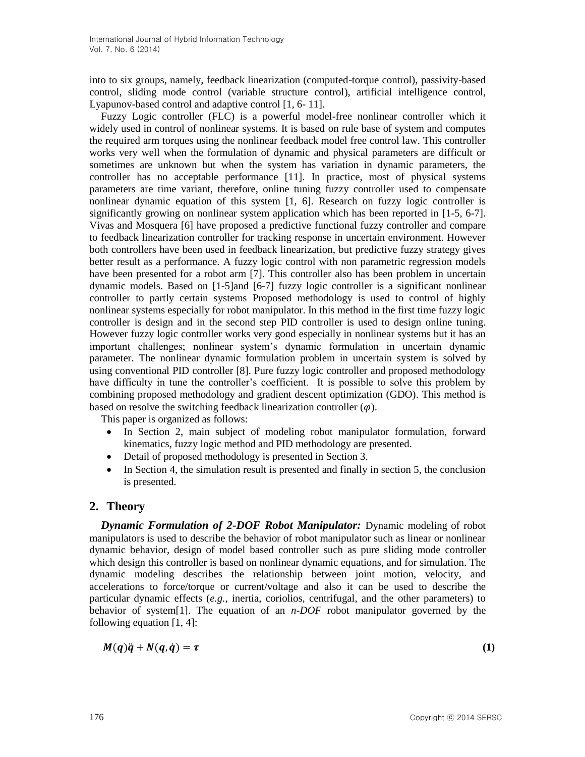into to six groups, namely, feedback linearization (computed-torque control), passivity-based control, sliding mode control (variable structure control), artificial intelligence control, Lyapunov-based control and adaptive control [1, 6- 11].

Fuzzy Logic controller (FLC) is a powerful model-free nonlinear controller which it widely used in control of nonlinear systems. It is based on rule base of system and computes the required arm torques using the nonlinear feedback model free control law. This controller works very well when the formulation of dynamic and physical parameters are difficult or sometimes are unknown but when the system has variation in dynamic parameters, the controller has no acceptable performance [11]. In practice, most of physical systems parameters are time variant, therefore, online tuning fuzzy controller used to compensate nonlinear dynamic equation of this system [1, 6]. Research on fuzzy logic controller is significantly growing on nonlinear system application which has been reported in [1-5, 6-7]. Vivas and Mosquera [6] have proposed a predictive functional fuzzy controller and compare to feedback linearization controller for tracking response in uncertain environment. However both controllers have been used in feedback linearization, but predictive fuzzy strategy gives better result as a performance. A fuzzy logic control with non parametric regression models have been presented for a robot arm [7]. This controller also has been problem in uncertain dynamic models. Based on [1-5]and [6-7] fuzzy logic controller is a significant nonlinear controller to partly certain systems Proposed methodology is used to control of highly nonlinear systems especially for robot manipulator. In this method in the first time fuzzy logic controller is design and in the second step PID controller is used to design online tuning. However fuzzy logic controller works very good especially in nonlinear systems but it has an important challenges; nonlinear system's dynamic formulation in uncertain dynamic parameter. The nonlinear dynamic formulation problem in uncertain system is solved by using conventional PID controller [8]. Pure fuzzy logic controller and proposed methodology have difficulty in tune the controller's coefficient. It is possible to solve this problem by combining proposed methodology and gradient descent optimization (GDO). This method is based on resolve the switching feedback linearization controller ($\varphi$).

This paper is organized as follows:

- In Section 2, main subject of modeling robot manipulator formulation, forward kinematics, fuzzy logic method and PID methodology are presented.
- Detail of proposed methodology is presented in Section 3.
- In Section 4, the simulation result is presented and finally in section 5, the conclusion is presented.

## 2. Theory

***Dynamic Formulation of 2-DOF Robot Manipulator:*** Dynamic modeling of robot manipulators is used to describe the behavior of robot manipulator such as linear or nonlinear dynamic behavior, design of model based controller such as pure sliding mode controller which design this controller is based on nonlinear dynamic equations, and for simulation. The dynamic modeling describes the relationship between joint motion, velocity, and accelerations to force/torque or current/voltage and also it can be used to describe the particular dynamic effects (*e.g.,* inertia, coriolios, centrifugal, and the other parameters) to behavior of system[1]. The equation of an *n-DOF* robot manipulator governed by the following equation [1, 4]:

$$\boldsymbol{M}(\boldsymbol{q})\ddot{\boldsymbol{q}} + \boldsymbol{N}(\boldsymbol{q}, \dot{\boldsymbol{q}}) = \boldsymbol{\tau} \tag{1}$$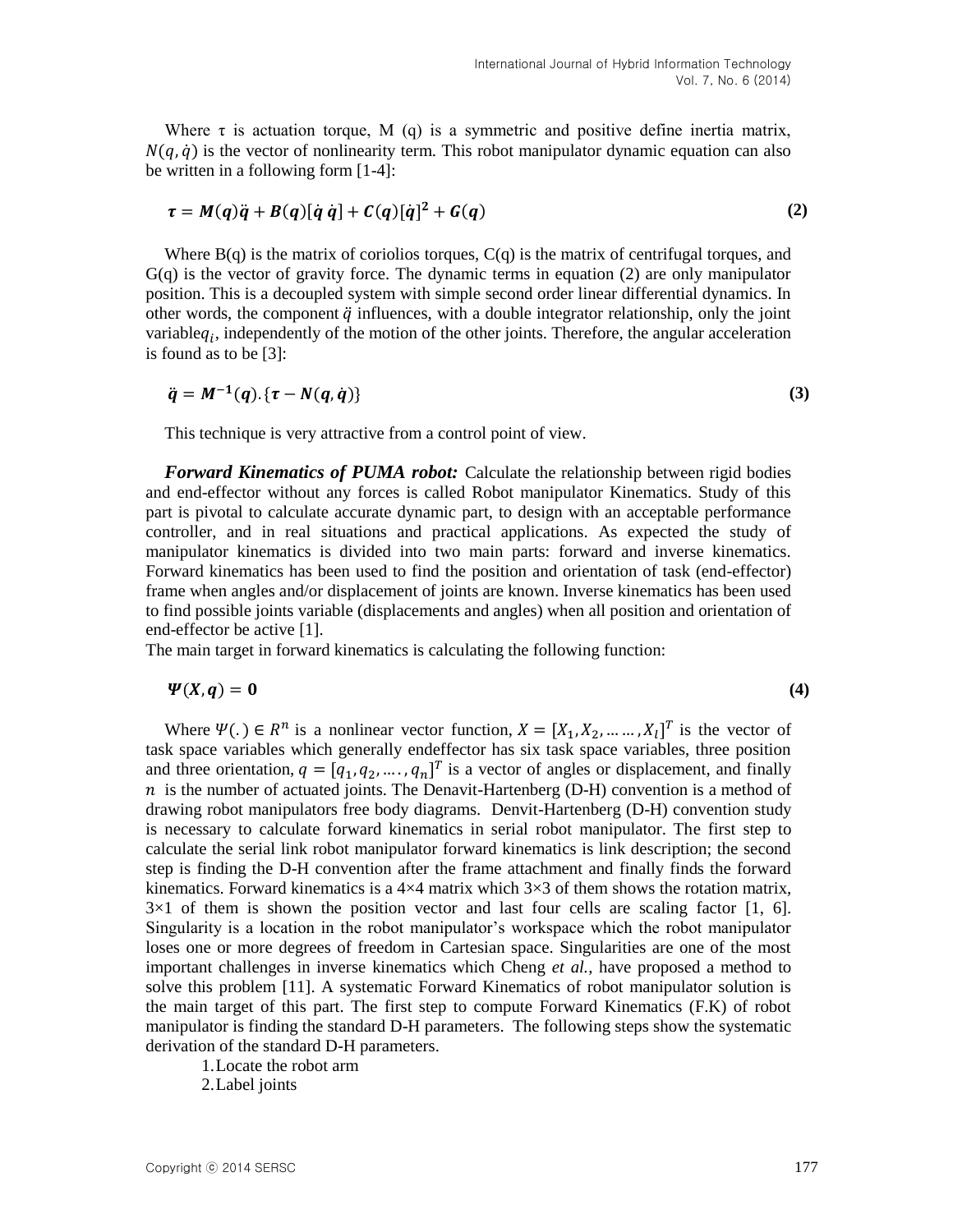Where τ is actuation torque, M (q) is a symmetric and positive define inertia matrix, $N(q, \dot{q})$ is the vector of nonlinearity term. This robot manipulator dynamic equation can also be written in a following form [1-4]:

$$\boldsymbol{\tau} = \boldsymbol{M}(\boldsymbol{q})\ddot{\boldsymbol{q}} + \boldsymbol{B}(\boldsymbol{q})[\dot{\boldsymbol{q}}\,\dot{\boldsymbol{q}}] + \boldsymbol{C}(\boldsymbol{q})[\dot{\boldsymbol{q}}]^{2} + \boldsymbol{G}(\boldsymbol{q}) \tag{2}$$

Where B(q) is the matrix of coriolios torques, C(q) is the matrix of centrifugal torques, and G(q) is the vector of gravity force. The dynamic terms in equation (2) are only manipulator position. This is a decoupled system with simple second order linear differential dynamics. In other words, the component $\ddot{q}$ influences, with a double integrator relationship, only the joint variable$q_i$, independently of the motion of the other joints. Therefore, the angular acceleration is found as to be [3]:

$$\ddot{\boldsymbol{q}} = \boldsymbol{M}^{-1}(\boldsymbol{q}).\{\boldsymbol{\tau} - \boldsymbol{N}(\boldsymbol{q}, \dot{\boldsymbol{q}})\} \tag{3}$$

This technique is very attractive from a control point of view.

***Forward Kinematics of PUMA robot:*** Calculate the relationship between rigid bodies and end-effector without any forces is called Robot manipulator Kinematics. Study of this part is pivotal to calculate accurate dynamic part, to design with an acceptable performance controller, and in real situations and practical applications. As expected the study of manipulator kinematics is divided into two main parts: forward and inverse kinematics. Forward kinematics has been used to find the position and orientation of task (end-effector) frame when angles and/or displacement of joints are known. Inverse kinematics has been used to find possible joints variable (displacements and angles) when all position and orientation of end-effector be active [1].

The main target in forward kinematics is calculating the following function:

$$\boldsymbol{\Psi}(\boldsymbol{X}, \boldsymbol{q}) = \boldsymbol{0} \tag{4}$$

Where $\Psi(.) \in R^{n}$ is a nonlinear vector function, $X = [X_1, X_2, \ldots\ldots, X_l]^T$ is the vector of task space variables which generally endeffector has six task space variables, three position and three orientation, $q = [q_1, q_2, \ldots., q_n]^T$ is a vector of angles or displacement, and finally $n$ is the number of actuated joints. The Denavit-Hartenberg (D-H) convention is a method of drawing robot manipulators free body diagrams. Denvit-Hartenberg (D-H) convention study is necessary to calculate forward kinematics in serial robot manipulator. The first step to calculate the serial link robot manipulator forward kinematics is link description; the second step is finding the D-H convention after the frame attachment and finally finds the forward kinematics. Forward kinematics is a 4×4 matrix which 3×3 of them shows the rotation matrix, 3×1 of them is shown the position vector and last four cells are scaling factor [1, 6]. Singularity is a location in the robot manipulator's workspace which the robot manipulator loses one or more degrees of freedom in Cartesian space. Singularities are one of the most important challenges in inverse kinematics which Cheng *et al.*, have proposed a method to solve this problem [11]. A systematic Forward Kinematics of robot manipulator solution is the main target of this part. The first step to compute Forward Kinematics (F.K) of robot manipulator is finding the standard D-H parameters. The following steps show the systematic derivation of the standard D-H parameters.

1. Locate the robot arm
2. Label joints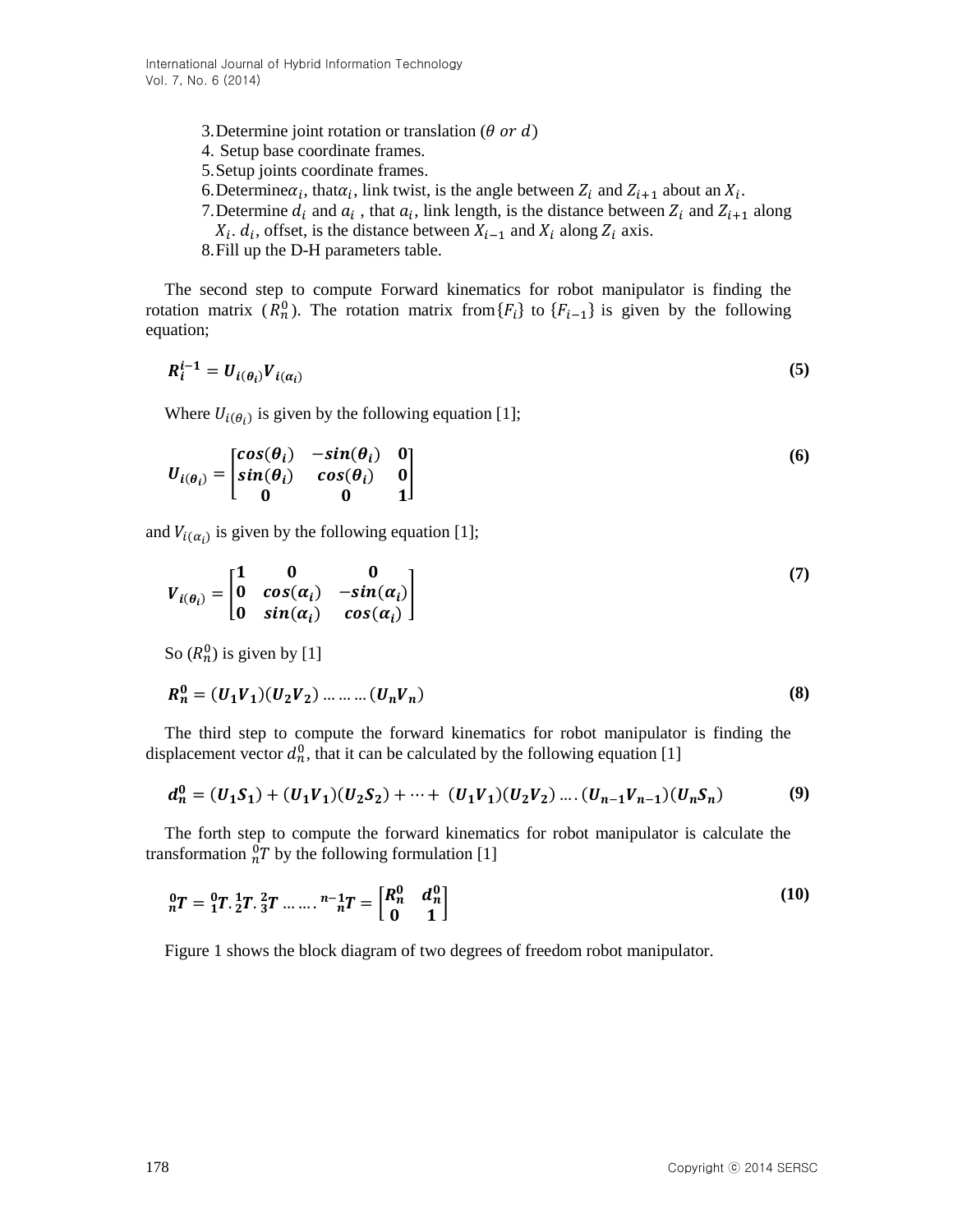3. Determine joint rotation or translation ($\theta$ $or$ $d$)
4. Setup base coordinate frames.
5. Setup joints coordinate frames.
6. Determine$\alpha_i$, that$\alpha_i$, link twist, is the angle between $Z_i$ and $Z_{i+1}$ about an $X_i$.
7. Determine $d_i$ and $a_i$ , that $a_i$, link length, is the distance between $Z_i$ and $Z_{i+1}$ along $X_i$. $d_i$, offset, is the distance between $X_{i-1}$ and $X_i$ along $Z_i$ axis.
8. Fill up the D-H parameters table.

The second step to compute Forward kinematics for robot manipulator is finding the rotation matrix ($R_n^0$). The rotation matrix from$\{F_i\}$ to $\{F_{i-1}\}$ is given by the following equation;

$$\boldsymbol{R_i^{i-1} = U_{i(\theta_i)} V_{i(\alpha_i)}} \tag{5}$$

Where $U_{i(\theta_i)}$ is given by the following equation [1];

$$\boldsymbol{U_{i(\theta_i)}} = \begin{bmatrix} \boldsymbol{cos(\theta_i)} & \boldsymbol{-sin(\theta_i)} & \boldsymbol{0} \\ \boldsymbol{sin(\theta_i)} & \boldsymbol{cos(\theta_i)} & \boldsymbol{0} \\ \boldsymbol{0} & \boldsymbol{0} & \boldsymbol{1} \end{bmatrix} \tag{6}$$

and $V_{i(\alpha_i)}$ is given by the following equation [1];

$$\boldsymbol{V_{i(\theta_i)}} = \begin{bmatrix} \boldsymbol{1} & \boldsymbol{0} & \boldsymbol{0} \\ \boldsymbol{0} & \boldsymbol{cos(\alpha_i)} & \boldsymbol{-sin(\alpha_i)} \\ \boldsymbol{0} & \boldsymbol{sin(\alpha_i)} & \boldsymbol{cos(\alpha_i)} \end{bmatrix} \tag{7}$$

So ($R_n^0$) is given by [1]

$$\boldsymbol{R_n^0 = (U_1 V_1)(U_2 V_2) \ldots \ldots \ldots (U_n V_n)} \tag{8}$$

The third step to compute the forward kinematics for robot manipulator is finding the displacement vector $d_n^0$, that it can be calculated by the following equation [1]

$$\boldsymbol{d_n^0 = (U_1 S_1) + (U_1 V_1)(U_2 S_2) + \cdots + (U_1 V_1)(U_2 V_2) \ldots . (U_{n-1} V_{n-1})(U_n S_n)} \tag{9}$$

The forth step to compute the forward kinematics for robot manipulator is calculate the transformation ${}_n^0T$ by the following formulation [1]

$$\boldsymbol{{}_n^0T = {}_1^0T . {}_2^1T . {}_3^2T \ldots \ldots . {}_n^{n-1}T} = \begin{bmatrix} \boldsymbol{R_n^0} & \boldsymbol{d_n^0} \\ \boldsymbol{0} & \boldsymbol{1} \end{bmatrix} \tag{10}$$

Figure 1 shows the block diagram of two degrees of freedom robot manipulator.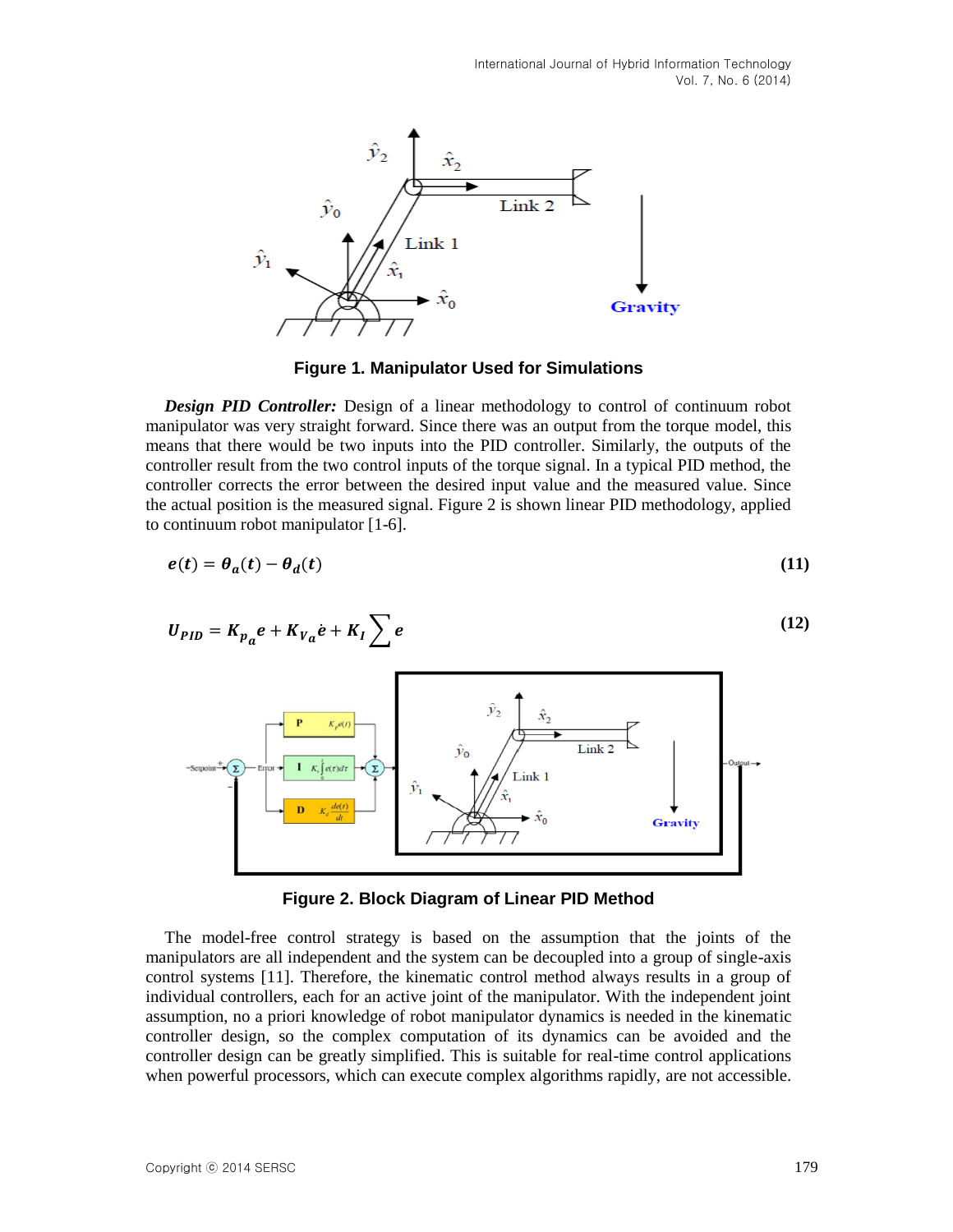Figure 1. Manipulator Used for Simulations

***Design PID Controller:*** Design of a linear methodology to control of continuum robot manipulator was very straight forward. Since there was an output from the torque model, this means that there would be two inputs into the PID controller. Similarly, the outputs of the controller result from the two control inputs of the torque signal. In a typical PID method, the controller corrects the error between the desired input value and the measured value. Since the actual position is the measured signal. Figure 2 is shown linear PID methodology, applied to continuum robot manipulator [1-6].

$$e(t) = \theta_a(t) - \theta_d(t) \tag{11}$$

$$U_{PID} = K_{p_a} e + K_{V_a} \dot{e} + K_I \sum e \tag{12}$$

Figure 2. Block Diagram of Linear PID Method

The model-free control strategy is based on the assumption that the joints of the manipulators are all independent and the system can be decoupled into a group of single-axis control systems [11]. Therefore, the kinematic control method always results in a group of individual controllers, each for an active joint of the manipulator. With the independent joint assumption, no a priori knowledge of robot manipulator dynamics is needed in the kinematic controller design, so the complex computation of its dynamics can be avoided and the controller design can be greatly simplified. This is suitable for real-time control applications when powerful processors, which can execute complex algorithms rapidly, are not accessible.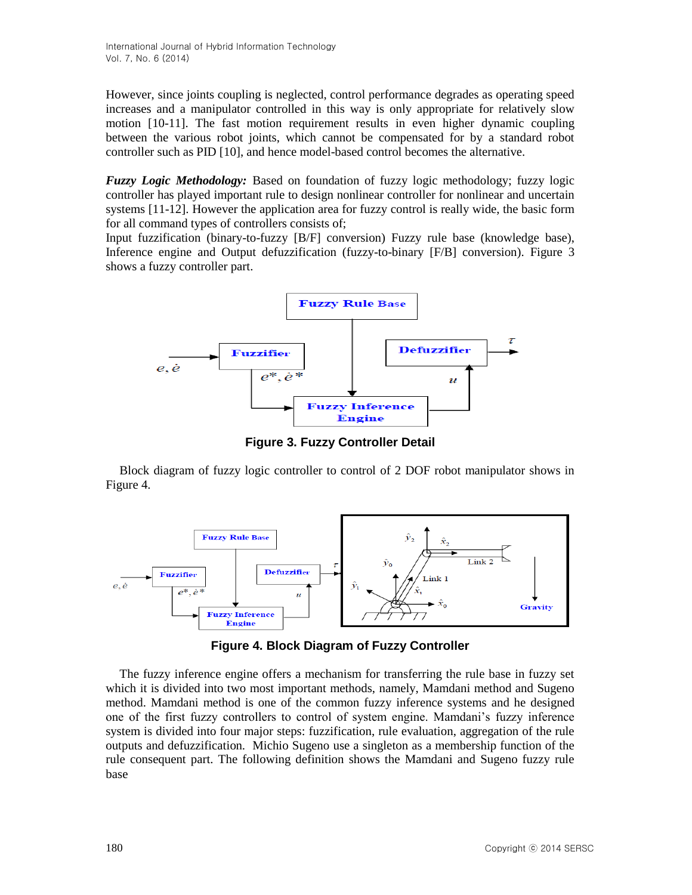However, since joints coupling is neglected, control performance degrades as operating speed increases and a manipulator controlled in this way is only appropriate for relatively slow motion [10-11]. The fast motion requirement results in even higher dynamic coupling between the various robot joints, which cannot be compensated for by a standard robot controller such as PID [10], and hence model-based control becomes the alternative.

***Fuzzy Logic Methodology:*** Based on foundation of fuzzy logic methodology; fuzzy logic controller has played important rule to design nonlinear controller for nonlinear and uncertain systems [11-12]. However the application area for fuzzy control is really wide, the basic form for all command types of controllers consists of;
Input fuzzification (binary-to-fuzzy [B/F] conversion) Fuzzy rule base (knowledge base), Inference engine and Output defuzzification (fuzzy-to-binary [F/B] conversion). Figure 3 shows a fuzzy controller part.

**Figure 3. Fuzzy Controller Detail**

Block diagram of fuzzy logic controller to control of 2 DOF robot manipulator shows in Figure 4.

**Figure 4. Block Diagram of Fuzzy Controller**

The fuzzy inference engine offers a mechanism for transferring the rule base in fuzzy set which it is divided into two most important methods, namely, Mamdani method and Sugeno method. Mamdani method is one of the common fuzzy inference systems and he designed one of the first fuzzy controllers to control of system engine. Mamdani's fuzzy inference system is divided into four major steps: fuzzification, rule evaluation, aggregation of the rule outputs and defuzzification. Michio Sugeno use a singleton as a membership function of the rule consequent part. The following definition shows the Mamdani and Sugeno fuzzy rule base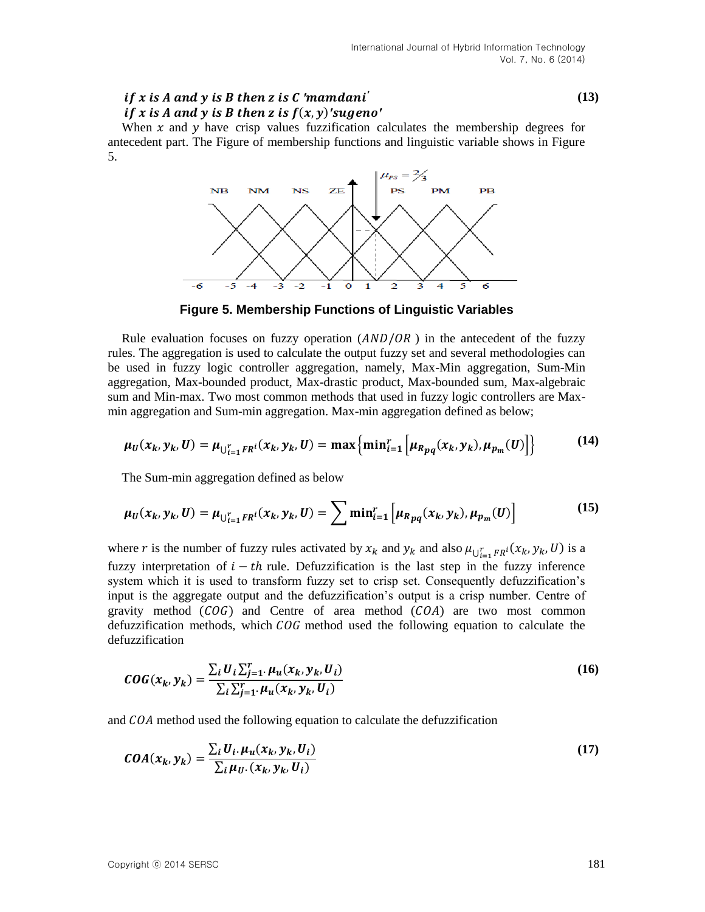$$if\ x\ is\ A\ and\ y\ is\ B\ then\ z\ is\ C\ 'mamdani'$$
$$if\ x\ is\ A\ and\ y\ is\ B\ then\ z\ is\ f(x, y)\ 'sugeno' \tag{13}$$

When $x$ and $y$ have crisp values fuzzification calculates the membership degrees for antecedent part. The Figure of membership functions and linguistic variable shows in Figure 5.

**Figure 5. Membership Functions of Linguistic Variables**

Rule evaluation focuses on fuzzy operation ($AND/OR$) in the antecedent of the fuzzy rules. The aggregation is used to calculate the output fuzzy set and several methodologies can be used in fuzzy logic controller aggregation, namely, Max-Min aggregation, Sum-Min aggregation, Max-bounded product, Max-drastic product, Max-bounded sum, Max-algebraic sum and Min-max. Two most common methods that used in fuzzy logic controllers are Max-min aggregation and Sum-min aggregation. Max-min aggregation defined as below;

$$\mu_U(x_k, y_k, U) = \mu_{\bigcup_{i=1}^{r} FR^i}(x_k, y_k, U) = \max\left\{\min_{i=1}^{r}\left[\mu_{R_{pq}}(x_k, y_k), \mu_{p_m}(U)\right]\right\} \tag{14}$$

The Sum-min aggregation defined as below

$$\mu_U(x_k, y_k, U) = \mu_{\bigcup_{i=1}^{r} FR^i}(x_k, y_k, U) = \sum \min_{i=1}^{r}\left[\mu_{R_{pq}}(x_k, y_k), \mu_{p_m}(U)\right] \tag{15}$$

where $r$ is the number of fuzzy rules activated by $x_k$ and $y_k$ and also $\mu_{\bigcup_{i=1}^{r} FR^i}(x_k, y_k, U)$ is a fuzzy interpretation of $i-th$ rule. Defuzzification is the last step in the fuzzy inference system which it is used to transform fuzzy set to crisp set. Consequently defuzzification's input is the aggregate output and the defuzzification's output is a crisp number. Centre of gravity method ($COG$) and Centre of area method ($COA$) are two most common defuzzification methods, which $COG$ method used the following equation to calculate the defuzzification

$$COG(x_k, y_k) = \frac{\sum_i U_i \sum_{j=1}^{r} \cdot \mu_u(x_k, y_k, U_i)}{\sum_i \sum_{j=1}^{r} \cdot \mu_u(x_k, y_k, U_i)} \tag{16}$$

and $COA$ method used the following equation to calculate the defuzzification

$$COA(x_k, y_k) = \frac{\sum_i U_i \cdot \mu_u(x_k, y_k, U_i)}{\sum_i \mu_U \cdot (x_k, y_k, U_i)} \tag{17}$$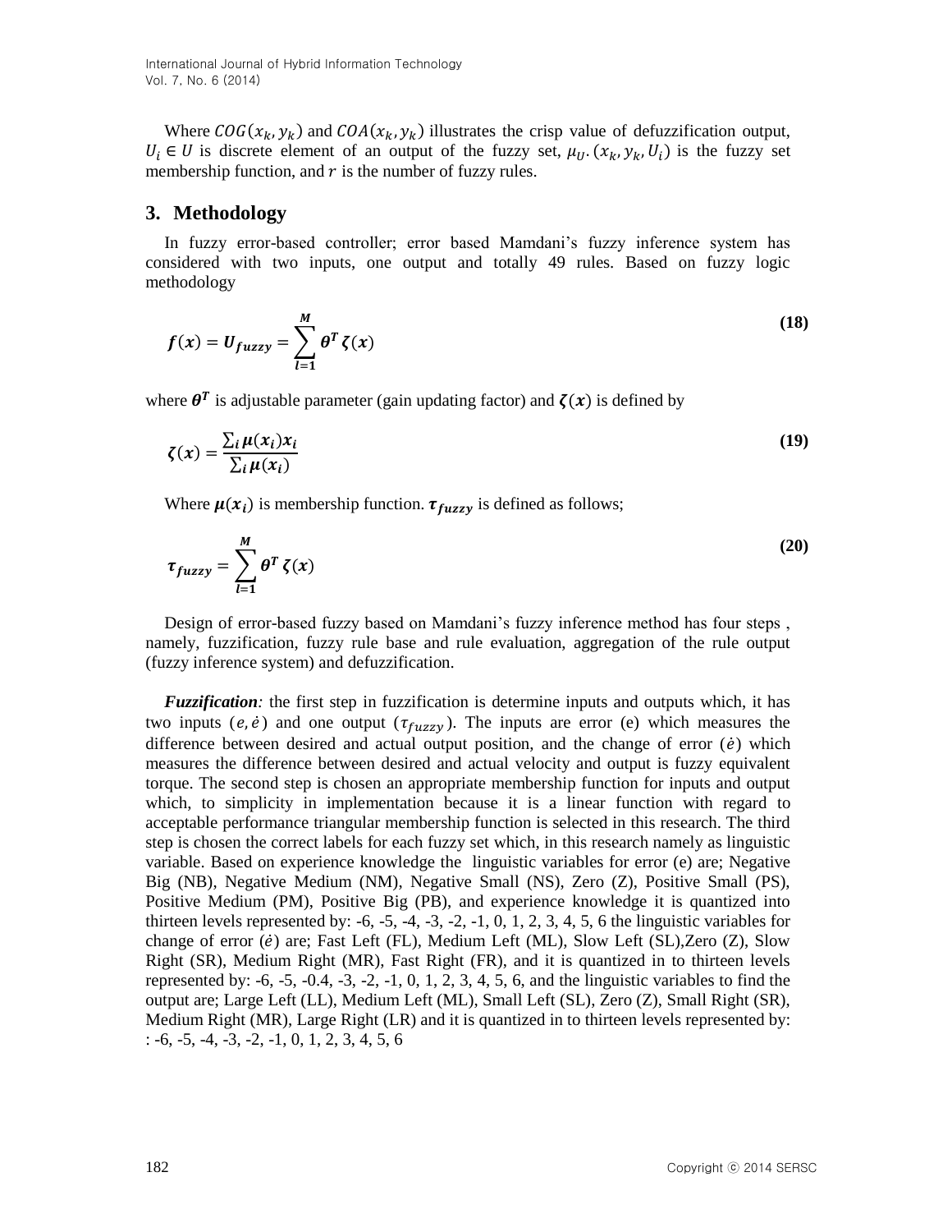Where $COG(x_k, y_k)$ and $COA(x_k, y_k)$ illustrates the crisp value of defuzzification output, $U_i \in U$ is discrete element of an output of the fuzzy set, $\mu_{U}.(x_k, y_k, U_i)$ is the fuzzy set membership function, and $r$ is the number of fuzzy rules.

## 3. Methodology

In fuzzy error-based controller; error based Mamdani's fuzzy inference system has considered with two inputs, one output and totally 49 rules. Based on fuzzy logic methodology

$$\boldsymbol{f(x)} = \boldsymbol{U_{fuzzy}} = \sum_{\boldsymbol{l=1}}^{\boldsymbol{M}} \boldsymbol{\theta^T \zeta(x)} \tag{18}$$

where $\boldsymbol{\theta^T}$ is adjustable parameter (gain updating factor) and $\boldsymbol{\zeta(x)}$ is defined by

$$\boldsymbol{\zeta(x)} = \frac{\sum_i \boldsymbol{\mu(x_i) x_i}}{\sum_i \boldsymbol{\mu(x_i)}} \tag{19}$$

Where $\boldsymbol{\mu(x_i)}$ is membership function. $\boldsymbol{\tau_{fuzzy}}$ is defined as follows;

$$\boldsymbol{\tau_{fuzzy}} = \sum_{\boldsymbol{l=1}}^{\boldsymbol{M}} \boldsymbol{\theta^T \zeta(x)} \tag{20}$$

Design of error-based fuzzy based on Mamdani's fuzzy inference method has four steps , namely, fuzzification, fuzzy rule base and rule evaluation, aggregation of the rule output (fuzzy inference system) and defuzzification.

***Fuzzification:*** the first step in fuzzification is determine inputs and outputs which, it has two inputs $(e, \dot{e})$ and one output $(\tau_{fuzzy})$. The inputs are error (e) which measures the difference between desired and actual output position, and the change of error $(\dot{e})$ which measures the difference between desired and actual velocity and output is fuzzy equivalent torque. The second step is chosen an appropriate membership function for inputs and output which, to simplicity in implementation because it is a linear function with regard to acceptable performance triangular membership function is selected in this research. The third step is chosen the correct labels for each fuzzy set which, in this research namely as linguistic variable. Based on experience knowledge the linguistic variables for error (e) are; Negative Big (NB), Negative Medium (NM), Negative Small (NS), Zero (Z), Positive Small (PS), Positive Medium (PM), Positive Big (PB), and experience knowledge it is quantized into thirteen levels represented by: -6, -5, -4, -3, -2, -1, 0, 1, 2, 3, 4, 5, 6 the linguistic variables for change of error $(\dot{e})$ are; Fast Left (FL), Medium Left (ML), Slow Left (SL),Zero (Z), Slow Right (SR), Medium Right (MR), Fast Right (FR), and it is quantized in to thirteen levels represented by: -6, -5, -0.4, -3, -2, -1, 0, 1, 2, 3, 4, 5, 6, and the linguistic variables to find the output are; Large Left (LL), Medium Left (ML), Small Left (SL), Zero (Z), Small Right (SR), Medium Right (MR), Large Right (LR) and it is quantized in to thirteen levels represented by: : -6, -5, -4, -3, -2, -1, 0, 1, 2, 3, 4, 5, 6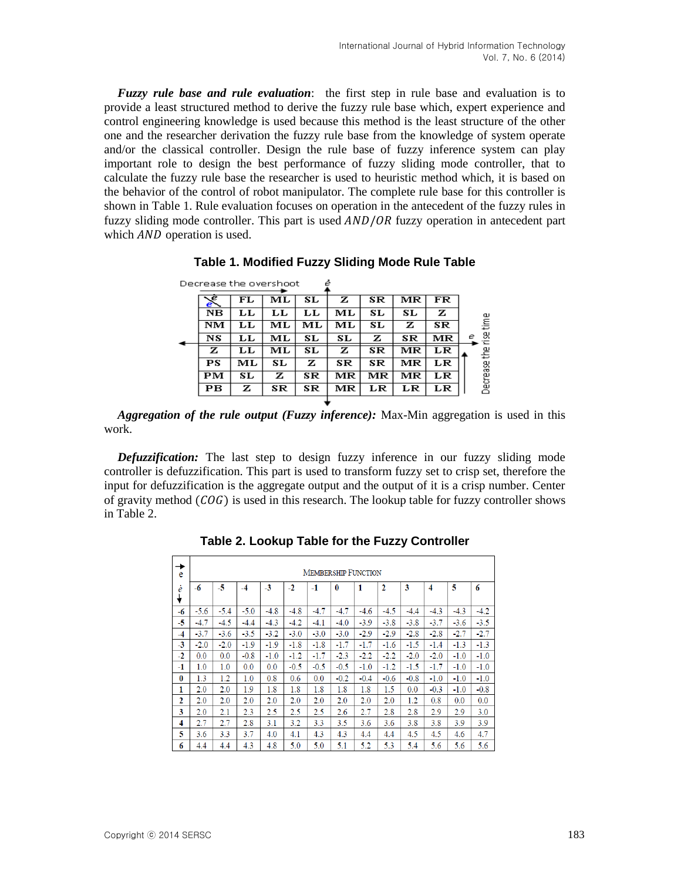***Fuzzy rule base and rule evaluation***: the first step in rule base and evaluation is to provide a least structured method to derive the fuzzy rule base which, expert experience and control engineering knowledge is used because this method is the least structure of the other one and the researcher derivation the fuzzy rule base from the knowledge of system operate and/or the classical controller. Design the rule base of fuzzy inference system can play important role to design the best performance of fuzzy sliding mode controller, that to calculate the fuzzy rule base the researcher is used to heuristic method which, it is based on the behavior of the control of robot manipulator. The complete rule base for this controller is shown in Table 1. Rule evaluation focuses on operation in the antecedent of the fuzzy rules in fuzzy sliding mode controller. This part is used $AND/OR$ fuzzy operation in antecedent part which $AND$ operation is used.

**Table 1. Modified Fuzzy Sliding Mode Rule Table**

Decrease the overshoot ($\dot{e}$) — Decrease the rise time ($e$)

| $\dot{e}$ \ $e$ | FL | ML | SL | Z | SR | MR | FR |
|---|---|---|---|---|---|---|---|
| NB | LL | LL | LL | ML | SL | SL | Z |
| NM | LL | ML | ML | ML | SL | Z | SR |
| NS | LL | ML | SL | SL | Z | SR | MR |
| Z | LL | ML | SL | Z | SR | MR | LR |
| PS | ML | SL | Z | SR | SR | MR | LR |
| PM | SL | Z | SR | MR | MR | MR | LR |
| PB | Z | SR | SR | MR | LR | LR | LR |

***Aggregation of the rule output (Fuzzy inference):*** Max-Min aggregation is used in this work.

***Defuzzification:*** The last step to design fuzzy inference in our fuzzy sliding mode controller is defuzzification. This part is used to transform fuzzy set to crisp set, therefore the input for defuzzification is the aggregate output and the output of it is a crisp number. Center of gravity method ($COG$) is used in this research. The lookup table for fuzzy controller shows in Table 2.

**Table 2. Lookup Table for the Fuzzy Controller**

| $e$ → / $\dot{e}$ ↓ | Membership Function | | | | | | | | | | | | |
|---|---|---|---|---|---|---|---|---|---|---|---|---|---|
| | -6 | -5 | -4 | -3 | -2 | -1 | 0 | 1 | 2 | 3 | 4 | 5 | 6 |
| -6 | -5.6 | -5.4 | -5.0 | -4.8 | -4.8 | -4.7 | -4.7 | -4.6 | -4.5 | -4.4 | -4.3 | -4.3 | -4.2 |
| -5 | -4.7 | -4.5 | -4.4 | -4.3 | -4.2 | -4.1 | -4.0 | -3.9 | -3.8 | -3.8 | -3.7 | -3.6 | -3.5 |
| -4 | -3.7 | -3.6 | -3.5 | -3.2 | -3.0 | -3.0 | -3.0 | -2.9 | -2.9 | -2.8 | -2.8 | -2.7 | -2.7 |
| -3 | -2.0 | -2.0 | -1.9 | -1.9 | -1.8 | -1.8 | -1.7 | -1.7 | -1.6 | -1.5 | -1.4 | -1.3 | -1.3 |
| -2 | 0.0 | 0.0 | -0.8 | -1.0 | -1.2 | -1.7 | -2.3 | -2.2 | -2.2 | -2.0 | -2.0 | -1.0 | -1.0 |
| -1 | 1.0 | 1.0 | 0.0 | 0.0 | -0.5 | -0.5 | -0.5 | -1.0 | -1.2 | -1.5 | -1.7 | -1.0 | -1.0 |
| 0 | 1.3 | 1.2 | 1.0 | 0.8 | 0.6 | 0.0 | -0.2 | -0.4 | -0.6 | -0.8 | -1.0 | -1.0 | -1.0 |
| 1 | 2.0 | 2.0 | 1.9 | 1.8 | 1.8 | 1.8 | 1.8 | 1.8 | 1.5 | 0.0 | -0.3 | -1.0 | -0.8 |
| 2 | 2.0 | 2.0 | 2.0 | 2.0 | 2.0 | 2.0 | 2.0 | 2.0 | 2.0 | 1.2 | 0.8 | 0.0 | 0.0 |
| 3 | 2.0 | 2.1 | 2.3 | 2.5 | 2.5 | 2.5 | 2.6 | 2.7 | 2.8 | 2.8 | 2.9 | 2.9 | 3.0 |
| 4 | 2.7 | 2.7 | 2.8 | 3.1 | 3.2 | 3.3 | 3.5 | 3.6 | 3.6 | 3.8 | 3.8 | 3.9 | 3.9 |
| 5 | 3.6 | 3.3 | 3.7 | 4.0 | 4.1 | 4.3 | 4.3 | 4.4 | 4.4 | 4.5 | 4.5 | 4.6 | 4.7 |
| 6 | 4.4 | 4.4 | 4.3 | 4.8 | 5.0 | 5.0 | 5.1 | 5.2 | 5.3 | 5.4 | 5.6 | 5.6 | 5.6 |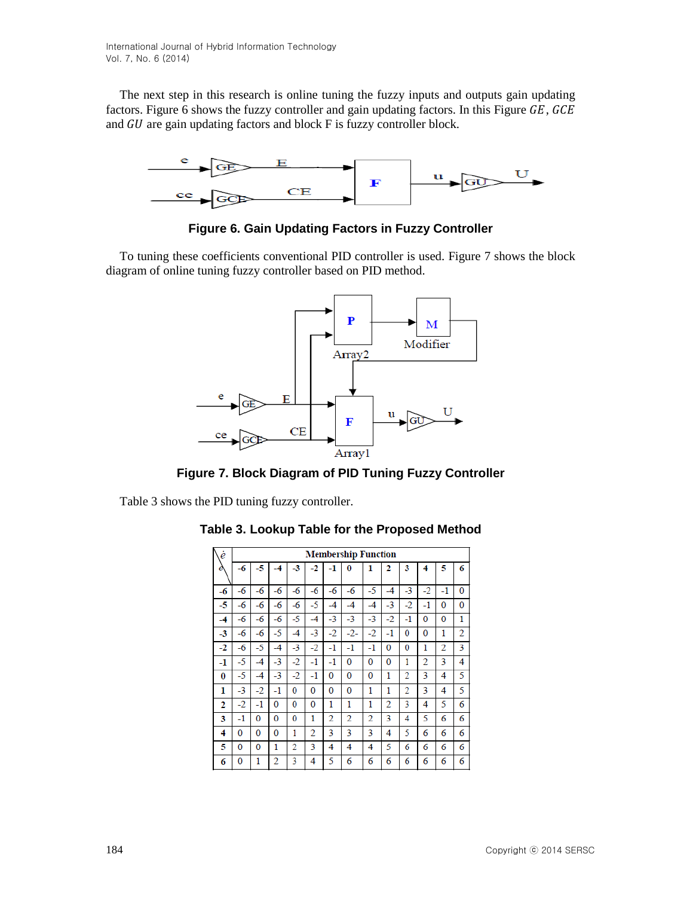The next step in this research is online tuning the fuzzy inputs and outputs gain updating factors. Figure 6 shows the fuzzy controller and gain updating factors. In this Figure $GE$, $GCE$ and $GU$ are gain updating factors and block F is fuzzy controller block.

**Figure 6. Gain Updating Factors in Fuzzy Controller**

To tuning these coefficients conventional PID controller is used. Figure 7 shows the block diagram of online tuning fuzzy controller based on PID method.

**Figure 7. Block Diagram of PID Tuning Fuzzy Controller**

Table 3 shows the PID tuning fuzzy controller.

**Table 3. Lookup Table for the Proposed Method**

| $\dot{e}$ \ $e$ | Membership Function | | | | | | | | | | | | |
|---|---|---|---|---|---|---|---|---|---|---|---|---|---|
| | -6 | -5 | -4 | -3 | -2 | -1 | 0 | 1 | 2 | 3 | 4 | 5 | 6 |
| -6 | -6 | -6 | -6 | -6 | -6 | -6 | -6 | -5 | -4 | -3 | -2 | -1 | 0 |
| -5 | -6 | -6 | -6 | -6 | -5 | -4 | -4 | -4 | -3 | -2 | -1 | 0 | 0 |
| -4 | -6 | -6 | -6 | -5 | -4 | -3 | -3 | -3 | -2 | -1 | 0 | 0 | 1 |
| -3 | -6 | -6 | -5 | -4 | -3 | -2 | -2- | -2 | -1 | 0 | 0 | 1 | 2 |
| -2 | -6 | -5 | -4 | -3 | -2 | -1 | -1 | -1 | 0 | 0 | 1 | 2 | 3 |
| -1 | -5 | -4 | -3 | -2 | -1 | -1 | 0 | 0 | 0 | 1 | 2 | 3 | 4 |
| 0 | -5 | -4 | -3 | -2 | -1 | 0 | 0 | 0 | 1 | 2 | 3 | 4 | 5 |
| 1 | -3 | -2 | -1 | 0 | 0 | 0 | 0 | 1 | 1 | 2 | 3 | 4 | 5 |
| 2 | -2 | -1 | 0 | 0 | 0 | 1 | 1 | 1 | 2 | 3 | 4 | 5 | 6 |
| 3 | -1 | 0 | 0 | 0 | 1 | 2 | 2 | 2 | 3 | 4 | 5 | 6 | 6 |
| 4 | 0 | 0 | 0 | 1 | 2 | 3 | 3 | 3 | 4 | 5 | 6 | 6 | 6 |
| 5 | 0 | 0 | 1 | 2 | 3 | 4 | 4 | 4 | 5 | 6 | 6 | 6 | 6 |
| 6 | 0 | 1 | 2 | 3 | 4 | 5 | 6 | 6 | 6 | 6 | 6 | 6 | 6 |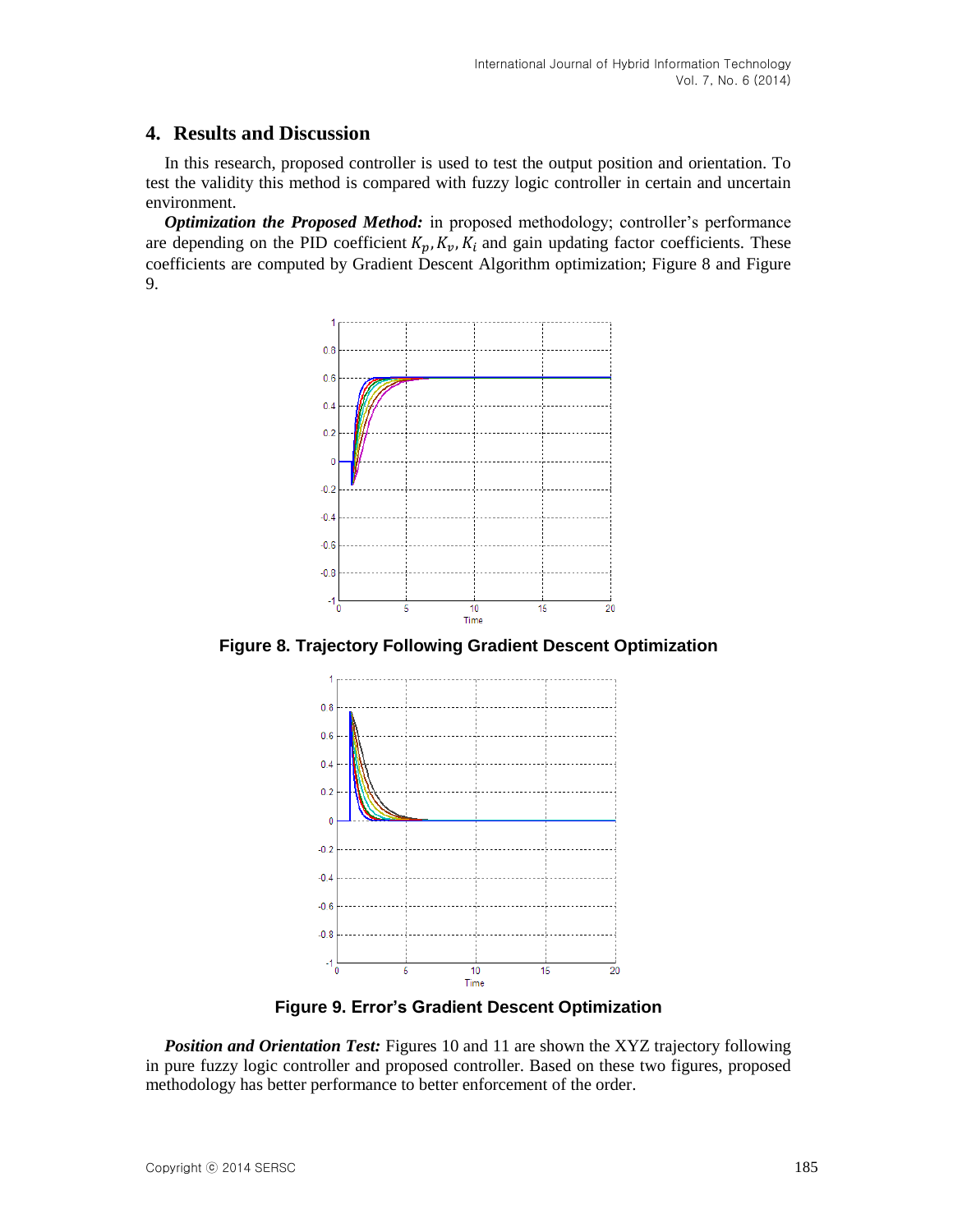## 4. Results and Discussion

In this research, proposed controller is used to test the output position and orientation. To test the validity this method is compared with fuzzy logic controller in certain and uncertain environment.

***Optimization the Proposed Method:*** in proposed methodology; controller's performance are depending on the PID coefficient $K_p, K_v, K_i$ and gain updating factor coefficients. These coefficients are computed by Gradient Descent Algorithm optimization; Figure 8 and Figure 9.

**Figure 8. Trajectory Following Gradient Descent Optimization**

**Figure 9. Error's Gradient Descent Optimization**

***Position and Orientation Test:*** Figures 10 and 11 are shown the XYZ trajectory following in pure fuzzy logic controller and proposed controller. Based on these two figures, proposed methodology has better performance to better enforcement of the order.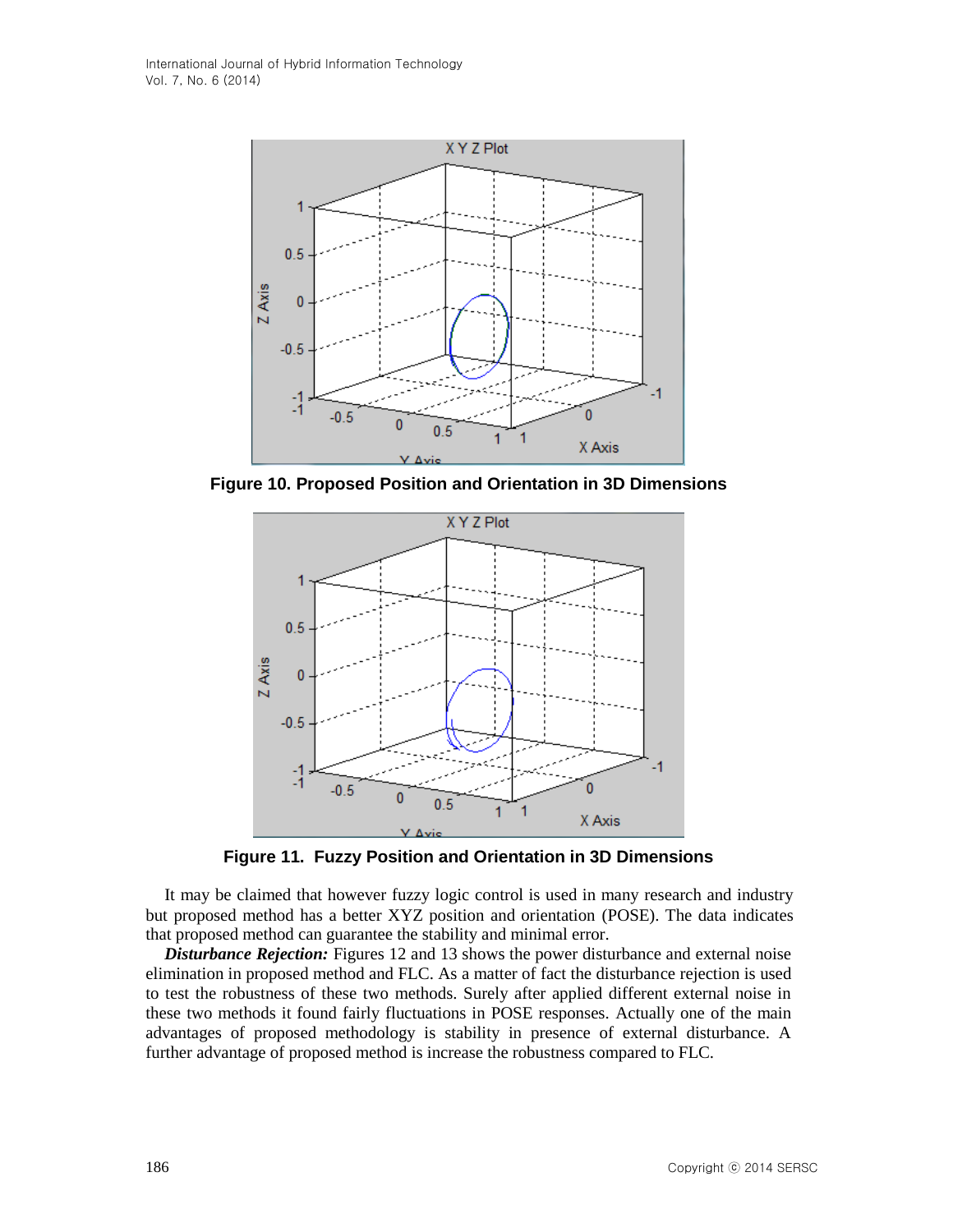Figure 10. Proposed Position and Orientation in 3D Dimensions

Figure 11. Fuzzy Position and Orientation in 3D Dimensions

It may be claimed that however fuzzy logic control is used in many research and industry but proposed method has a better XYZ position and orientation (POSE). The data indicates that proposed method can guarantee the stability and minimal error.

***Disturbance Rejection:*** Figures 12 and 13 shows the power disturbance and external noise elimination in proposed method and FLC. As a matter of fact the disturbance rejection is used to test the robustness of these two methods. Surely after applied different external noise in these two methods it found fairly fluctuations in POSE responses. Actually one of the main advantages of proposed methodology is stability in presence of external disturbance. A further advantage of proposed method is increase the robustness compared to FLC.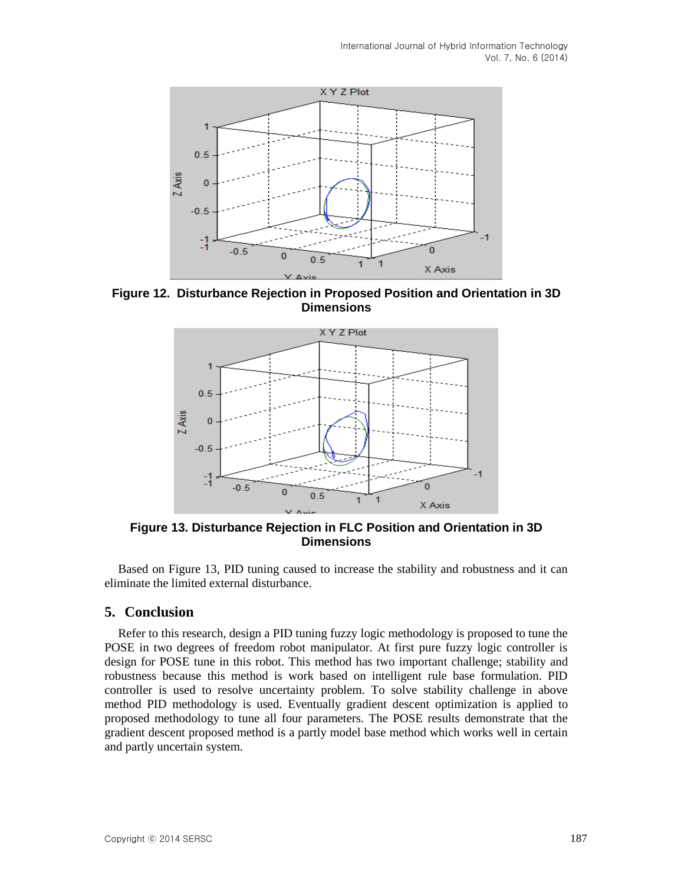**Figure 12. Disturbance Rejection in Proposed Position and Orientation in 3D Dimensions**

**Figure 13. Disturbance Rejection in FLC Position and Orientation in 3D Dimensions**

Based on Figure 13, PID tuning caused to increase the stability and robustness and it can eliminate the limited external disturbance.

## 5. Conclusion

Refer to this research, design a PID tuning fuzzy logic methodology is proposed to tune the POSE in two degrees of freedom robot manipulator. At first pure fuzzy logic controller is design for POSE tune in this robot. This method has two important challenge; stability and robustness because this method is work based on intelligent rule base formulation. PID controller is used to resolve uncertainty problem. To solve stability challenge in above method PID methodology is used. Eventually gradient descent optimization is applied to proposed methodology to tune all four parameters. The POSE results demonstrate that the gradient descent proposed method is a partly model base method which works well in certain and partly uncertain system.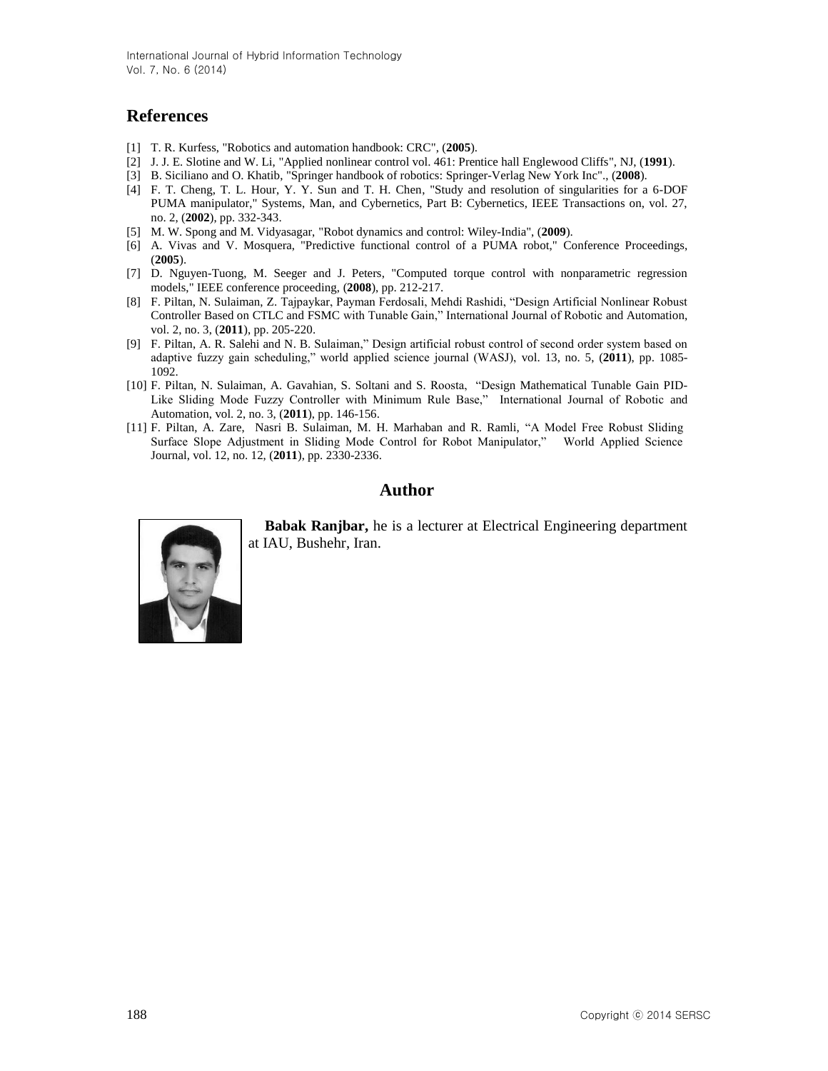## References

[1] T. R. Kurfess, "Robotics and automation handbook: CRC", (**2005**).

[2] J. J. E. Slotine and W. Li, "Applied nonlinear control vol. 461: Prentice hall Englewood Cliffs", NJ, (**1991**).

[3] B. Siciliano and O. Khatib, "Springer handbook of robotics: Springer-Verlag New York Inc"., (**2008**).

[4] F. T. Cheng, T. L. Hour, Y. Y. Sun and T. H. Chen, "Study and resolution of singularities for a 6-DOF PUMA manipulator," Systems, Man, and Cybernetics, Part B: Cybernetics, IEEE Transactions on, vol. 27, no. 2, (**2002**), pp. 332-343.

[5] M. W. Spong and M. Vidyasagar, "Robot dynamics and control: Wiley-India", (**2009**).

[6] A. Vivas and V. Mosquera, "Predictive functional control of a PUMA robot," Conference Proceedings, (**2005**).

[7] D. Nguyen-Tuong, M. Seeger and J. Peters, "Computed torque control with nonparametric regression models," IEEE conference proceeding, (**2008**), pp. 212-217.

[8] F. Piltan, N. Sulaiman, Z. Tajpaykar, Payman Ferdosali, Mehdi Rashidi, "Design Artificial Nonlinear Robust Controller Based on CTLC and FSMC with Tunable Gain," International Journal of Robotic and Automation, vol. 2, no. 3, (**2011**), pp. 205-220.

[9] F. Piltan, A. R. Salehi and N. B. Sulaiman," Design artificial robust control of second order system based on adaptive fuzzy gain scheduling," world applied science journal (WASJ), vol. 13, no. 5, (**2011**), pp. 1085-1092.

[10] F. Piltan, N. Sulaiman, A. Gavahian, S. Soltani and S. Roosta, "Design Mathematical Tunable Gain PID-Like Sliding Mode Fuzzy Controller with Minimum Rule Base," International Journal of Robotic and Automation, vol. 2, no. 3, (**2011**), pp. 146-156.

[11] F. Piltan, A. Zare, Nasri B. Sulaiman, M. H. Marhaban and R. Ramli, "A Model Free Robust Sliding Surface Slope Adjustment in Sliding Mode Control for Robot Manipulator," World Applied Science Journal, vol. 12, no. 12, (**2011**), pp. 2330-2336.

## Author

**Babak Ranjbar,** he is a lecturer at Electrical Engineering department at IAU, Bushehr, Iran.